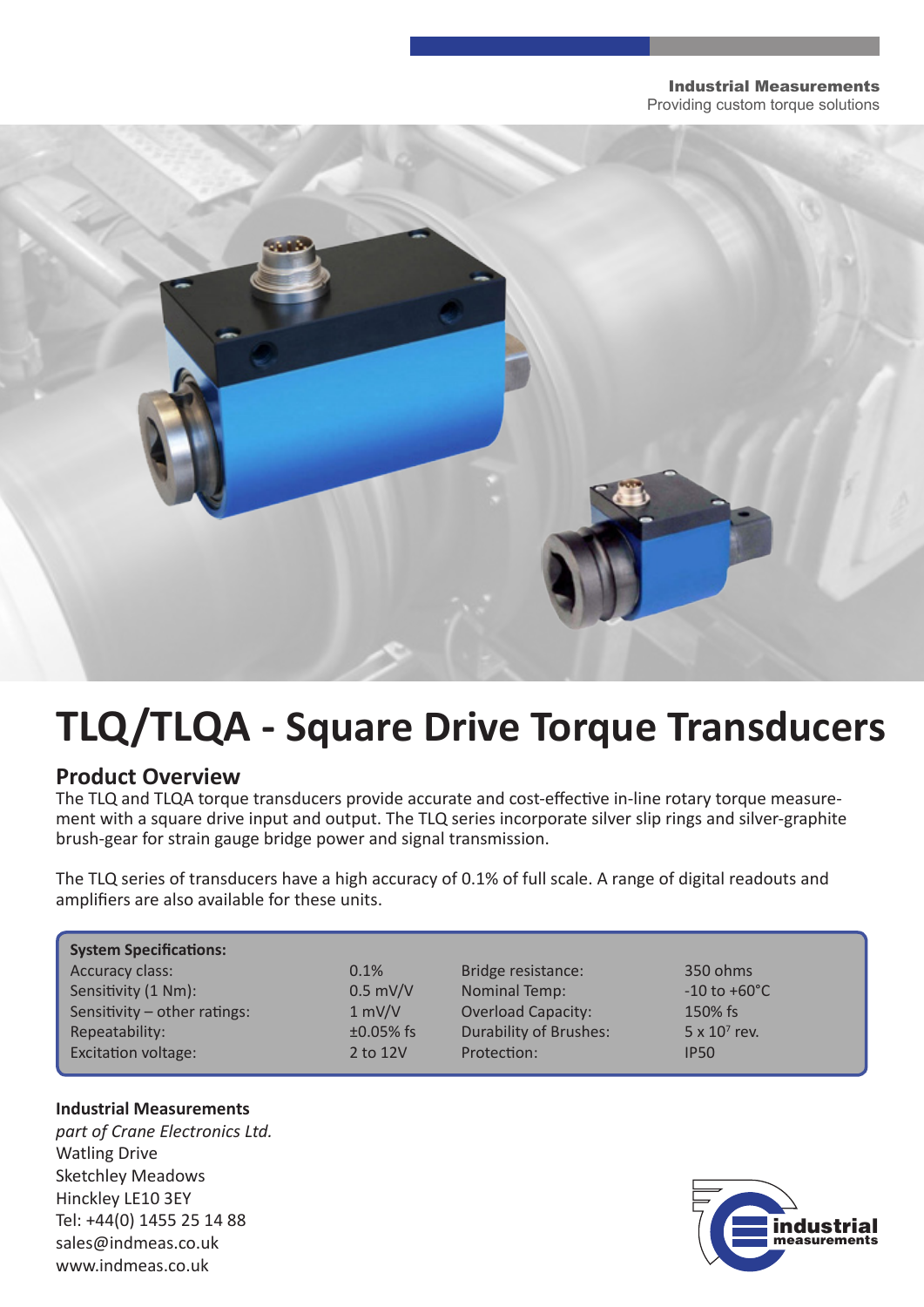**Industrial Measurements**
Providing custom torque solutions

# TLQ/TLQA - Square Drive Torque Transducers

## Product Overview

The TLQ and TLQA torque transducers provide accurate and cost-effective in-line rotary torque measurement with a square drive input and output. The TLQ series incorporate silver slip rings and silver-graphite brush-gear for strain gauge bridge power and signal transmission.

The TLQ series of transducers have a high accuracy of 0.1% of full scale. A range of digital readouts and amplifiers are also available for these units.

**System Specifications:**

| | | | |
|---|---|---|---|
| Accuracy class: | 0.1% | Bridge resistance: | 350 ohms |
| Sensitivity (1 Nm): | 0.5 mV/V | Nominal Temp: | -10 to +60°C |
| Sensitivity – other ratings: | 1 mV/V | Overload Capacity: | 150% fs |
| Repeatability: | ±0.05% fs | Durability of Brushes: | $5 \times 10^7$ rev. |
| Excitation voltage: | 2 to 12V | Protection: | IP50 |

**Industrial Measurements**
*part of Crane Electronics Ltd.*
Watling Drive
Sketchley Meadows
Hinckley LE10 3EY
Tel: +44(0) 1455 25 14 88
sales@indmeas.co.uk
www.indmeas.co.uk

industrial measurements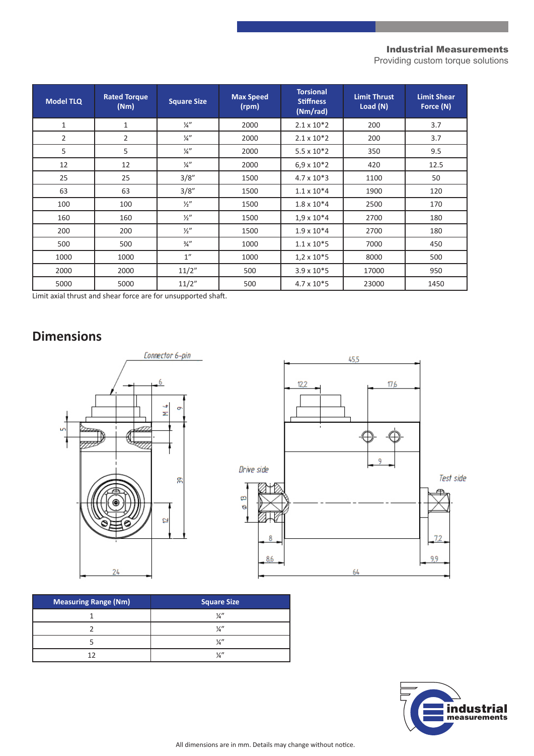| Model TLQ | Rated Torque (Nm) | Square Size | Max Speed (rpm) | Torsional Stiffness (Nm/rad) | Limit Thrust Load (N) | Limit Shear Force (N) |
|---|---|---|---|---|---|---|
| 1 | 1 | ¼" | 2000 | 2.1 x 10*2 | 200 | 3.7 |
| 2 | 2 | ¼" | 2000 | 2.1 x 10*2 | 200 | 3.7 |
| 5 | 5 | ¼" | 2000 | 5.5 x 10*2 | 350 | 9.5 |
| 12 | 12 | ¼" | 2000 | 6,9 x 10*2 | 420 | 12.5 |
| 25 | 25 | 3/8" | 1500 | 4.7 x 10*3 | 1100 | 50 |
| 63 | 63 | 3/8" | 1500 | 1.1 x 10*4 | 1900 | 120 |
| 100 | 100 | ½" | 1500 | 1.8 x 10*4 | 2500 | 170 |
| 160 | 160 | ½" | 1500 | 1,9 x 10*4 | 2700 | 180 |
| 200 | 200 | ½" | 1500 | 1.9 x 10*4 | 2700 | 180 |
| 500 | 500 | ¾" | 1000 | 1.1 x 10*5 | 7000 | 450 |
| 1000 | 1000 | 1" | 1000 | 1,2 x 10*5 | 8000 | 500 |
| 2000 | 2000 | 11/2" | 500 | 3.9 x 10*5 | 17000 | 950 |
| 5000 | 5000 | 11/2" | 500 | 4.7 x 10*5 | 23000 | 1450 |

Limit axial thrust and shear force are for unsupported shaft.

## Dimensions

Connector 6-pin

Drive side

Test side

| Measuring Range (Nm) | Square Size |
|---|---|
| 1 | ¼" |
| 2 | ¼" |
| 5 | ¼" |
| 12 | ¼" |

All dimensions are in mm. Details may change without notice.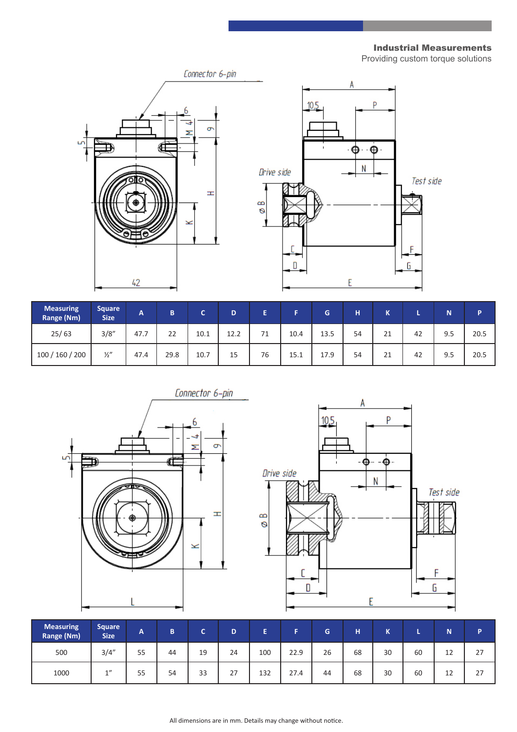**Industrial Measurements**
Providing custom torque solutions

Connector 6-pin

Drive side

Test side

| Measuring Range (Nm) | Square Size | A | B | C | D | E | F | G | H | K | L | N | P |
|---|---|---|---|---|---|---|---|---|---|---|---|---|---|
| 25/ 63 | 3/8" | 47.7 | 22 | 10.1 | 12.2 | 71 | 10.4 | 13.5 | 54 | 21 | 42 | 9.5 | 20.5 |
| 100 / 160 / 200 | ½" | 47.4 | 29.8 | 10.7 | 15 | 76 | 15.1 | 17.9 | 54 | 21 | 42 | 9.5 | 20.5 |

Connector 6-pin

Drive side

Test side

| Measuring Range (Nm) | Square Size | A | B | C | D | E | F | G | H | K | L | N | P |
|---|---|---|---|---|---|---|---|---|---|---|---|---|---|
| 500 | 3/4" | 55 | 44 | 19 | 24 | 100 | 22.9 | 26 | 68 | 30 | 60 | 12 | 27 |
| 1000 | 1" | 55 | 54 | 33 | 27 | 132 | 27.4 | 44 | 68 | 30 | 60 | 12 | 27 |

All dimensions are in mm. Details may change without notice.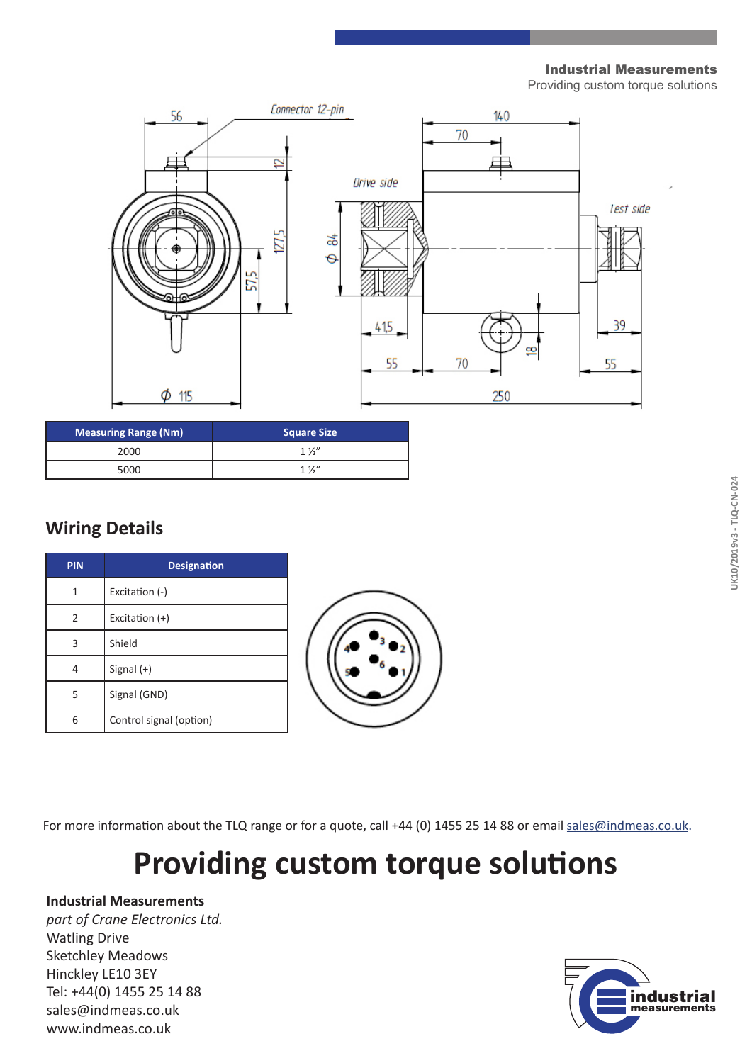| Measuring Range (Nm) | Square Size |
|---|---|
| 2000 | 1 ½″ |
| 5000 | 1 ½″ |

## Wiring Details

| PIN | Designation |
|---|---|
| 1 | Excitation (-) |
| 2 | Excitation (+) |
| 3 | Shield |
| 4 | Signal (+) |
| 5 | Signal (GND) |
| 6 | Control signal (option) |

For more information about the TLQ range or for a quote, call +44 (0) 1455 25 14 88 or email sales@indmeas.co.uk.

# Providing custom torque solutions

**Industrial Measurements**
*part of Crane Electronics Ltd.*
Watling Drive
Sketchley Meadows
Hinckley LE10 3EY
Tel: +44(0) 1455 25 14 88
sales@indmeas.co.uk
www.indmeas.co.uk